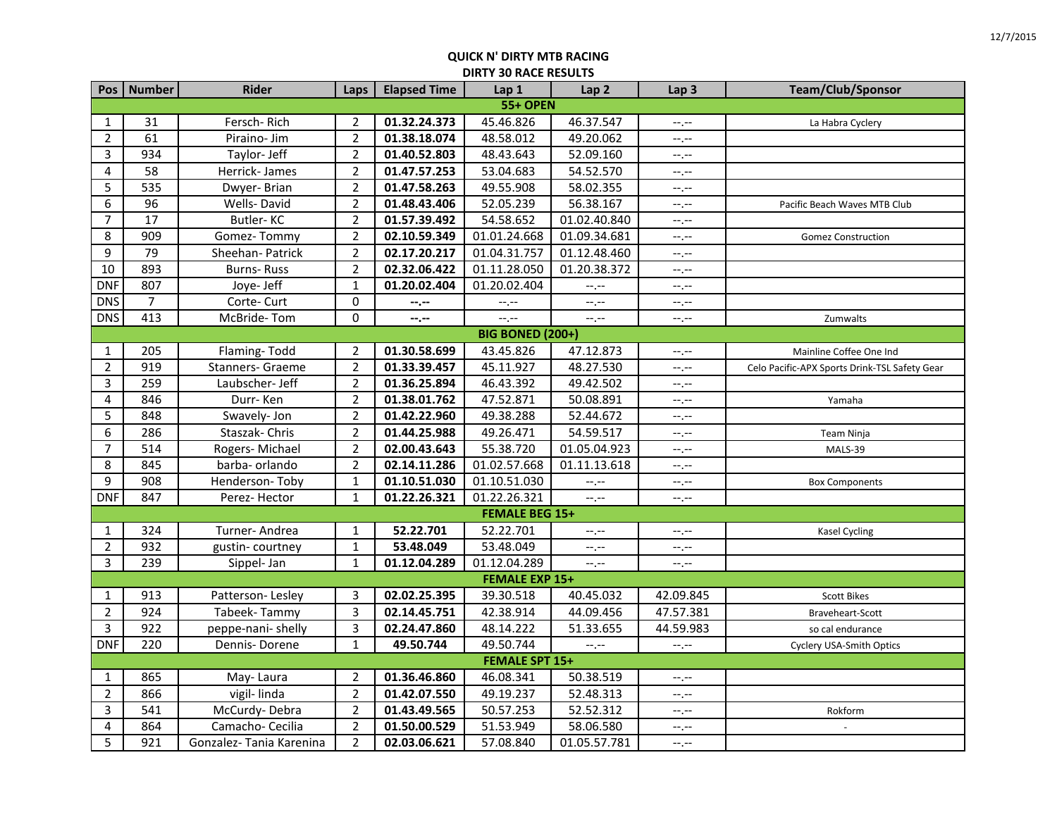# QUICK N' DIRTY MTB RACING

## DIRTY 30 RACE RESULTS

| Pos | Number | Rider | Laps | Elapsed Time | Lap 1 | Lap 2 | Lap 3 | Team/Club/Sponsor |
|---|---|---|---|---|---|---|---|---|
| **55+ OPEN** | | | | | | | | |
| 1 | 31 | Fersch- Rich | 2 | **01.32.24.373** | 45.46.826 | 46.37.547 | --.-- | La Habra Cyclery |
| 2 | 61 | Piraino- Jim | 2 | **01.38.18.074** | 48.58.012 | 49.20.062 | --.-- | |
| 3 | 934 | Taylor- Jeff | 2 | **01.40.52.803** | 48.43.643 | 52.09.160 | --.-- | |
| 4 | 58 | Herrick- James | 2 | **01.47.57.253** | 53.04.683 | 54.52.570 | --.-- | |
| 5 | 535 | Dwyer- Brian | 2 | **01.47.58.263** | 49.55.908 | 58.02.355 | --.-- | |
| 6 | 96 | Wells- David | 2 | **01.48.43.406** | 52.05.239 | 56.38.167 | --.-- | Pacific Beach Waves MTB Club |
| 7 | 17 | Butler- KC | 2 | **01.57.39.492** | 54.58.652 | 01.02.40.840 | --.-- | |
| 8 | 909 | Gomez- Tommy | 2 | **02.10.59.349** | 01.01.24.668 | 01.09.34.681 | --.-- | Gomez Construction |
| 9 | 79 | Sheehan- Patrick | 2 | **02.17.20.217** | 01.04.31.757 | 01.12.48.460 | --.-- | |
| 10 | 893 | Burns- Russ | 2 | **02.32.06.422** | 01.11.28.050 | 01.20.38.372 | --.-- | |
| DNF | 807 | Joye- Jeff | 1 | **01.20.02.404** | 01.20.02.404 | --.-- | --.-- | |
| DNS | 7 | Corte- Curt | 0 | **--.--** | --.-- | --.-- | --.-- | |
| DNS | 413 | McBride- Tom | 0 | **--.--** | --.-- | --.-- | --.-- | Zumwalts |
| **BIG BONED (200+)** | | | | | | | | |
| 1 | 205 | Flaming- Todd | 2 | **01.30.58.699** | 43.45.826 | 47.12.873 | --.-- | Mainline Coffee One Ind |
| 2 | 919 | Stanners- Graeme | 2 | **01.33.39.457** | 45.11.927 | 48.27.530 | --.-- | Celo Pacific-APX Sports Drink-TSL Safety Gear |
| 3 | 259 | Laubscher- Jeff | 2 | **01.36.25.894** | 46.43.392 | 49.42.502 | --.-- | |
| 4 | 846 | Durr- Ken | 2 | **01.38.01.762** | 47.52.871 | 50.08.891 | --.-- | Yamaha |
| 5 | 848 | Swavely- Jon | 2 | **01.42.22.960** | 49.38.288 | 52.44.672 | --.-- | |
| 6 | 286 | Staszak- Chris | 2 | **01.44.25.988** | 49.26.471 | 54.59.517 | --.-- | Team Ninja |
| 7 | 514 | Rogers- Michael | 2 | **02.00.43.643** | 55.38.720 | 01.05.04.923 | --.-- | MALS-39 |
| 8 | 845 | barba- orlando | 2 | **02.14.11.286** | 01.02.57.668 | 01.11.13.618 | --.-- | |
| 9 | 908 | Henderson- Toby | 1 | **01.10.51.030** | 01.10.51.030 | --.-- | --.-- | Box Components |
| DNF | 847 | Perez- Hector | 1 | **01.22.26.321** | 01.22.26.321 | --.-- | --.-- | |
| **FEMALE BEG 15+** | | | | | | | | |
| 1 | 324 | Turner- Andrea | 1 | **52.22.701** | 52.22.701 | --.-- | --.-- | Kasel Cycling |
| 2 | 932 | gustin- courtney | 1 | **53.48.049** | 53.48.049 | --.-- | --.-- | |
| 3 | 239 | Sippel- Jan | 1 | **01.12.04.289** | 01.12.04.289 | --.-- | --.-- | |
| **FEMALE EXP 15+** | | | | | | | | |
| 1 | 913 | Patterson- Lesley | 3 | **02.02.25.395** | 39.30.518 | 40.45.032 | 42.09.845 | Scott Bikes |
| 2 | 924 | Tabeek- Tammy | 3 | **02.14.45.751** | 42.38.914 | 44.09.456 | 47.57.381 | Braveheart-Scott |
| 3 | 922 | peppe-nani- shelly | 3 | **02.24.47.860** | 48.14.222 | 51.33.655 | 44.59.983 | so cal endurance |
| DNF | 220 | Dennis- Dorene | 1 | **49.50.744** | 49.50.744 | --.-- | --.-- | Cyclery USA-Smith Optics |
| **FEMALE SPT 15+** | | | | | | | | |
| 1 | 865 | May- Laura | 2 | **01.36.46.860** | 46.08.341 | 50.38.519 | --.-- | |
| 2 | 866 | vigil- linda | 2 | **01.42.07.550** | 49.19.237 | 52.48.313 | --.-- | |
| 3 | 541 | McCurdy- Debra | 2 | **01.43.49.565** | 50.57.253 | 52.52.312 | --.-- | Rokform |
| 4 | 864 | Camacho- Cecilia | 2 | **01.50.00.529** | 51.53.949 | 58.06.580 | --.-- | - |
| 5 | 921 | Gonzalez- Tania Karenina | 2 | **02.03.06.621** | 57.08.840 | 01.05.57.781 | --.-- | |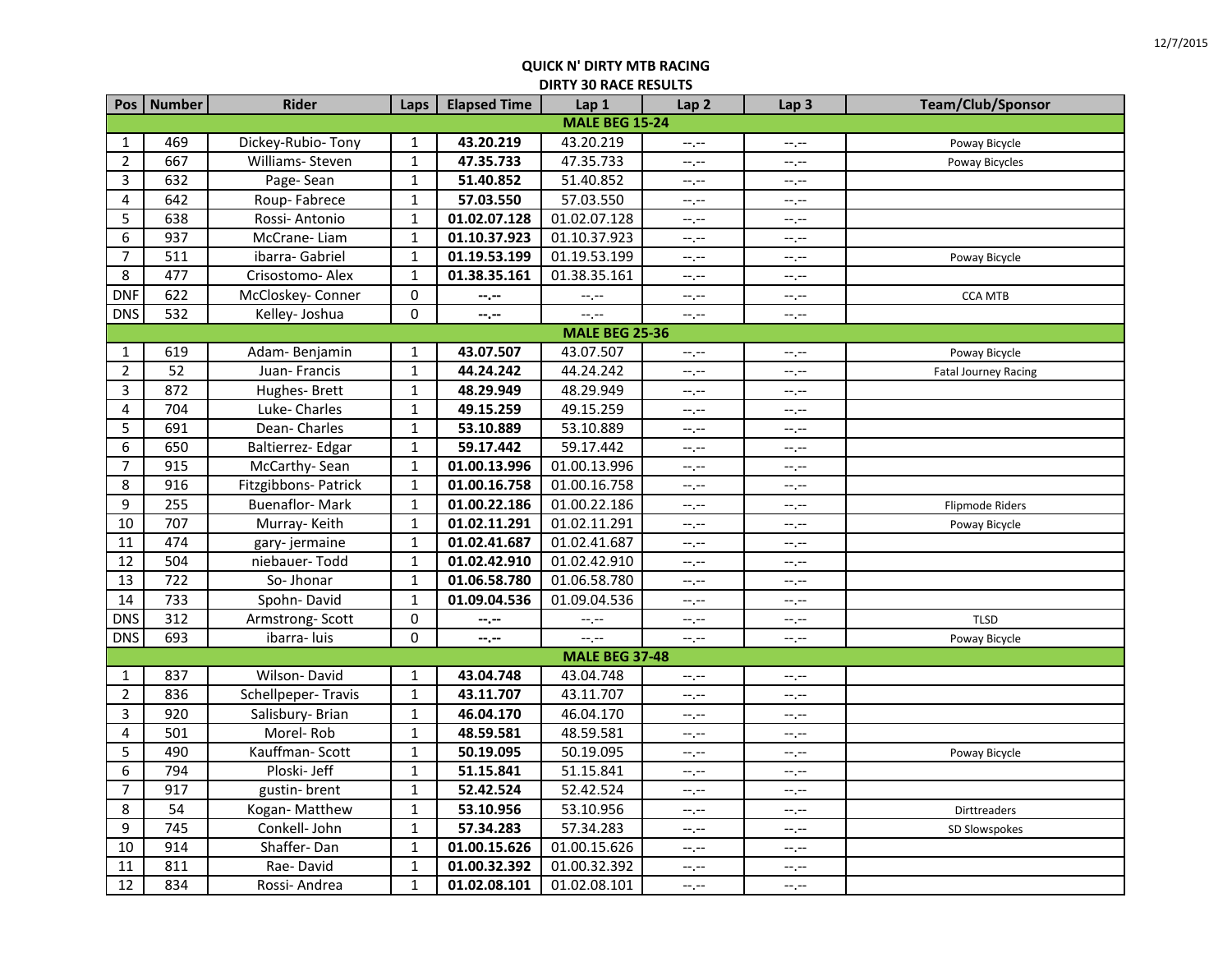**QUICK N' DIRTY MTB RACING**

**DIRTY 30 RACE RESULTS**

| Pos | Number | Rider | Laps | Elapsed Time | Lap 1 | Lap 2 | Lap 3 | Team/Club/Sponsor |
|---|---|---|---|---|---|---|---|---|
| **MALE BEG 15-24** | | | | | | | | |
| 1 | 469 | Dickey-Rubio- Tony | 1 | **43.20.219** | 43.20.219 | --.-- | --.-- | Poway Bicycle |
| 2 | 667 | Williams- Steven | 1 | **47.35.733** | 47.35.733 | --.-- | --.-- | Poway Bicycles |
| 3 | 632 | Page- Sean | 1 | **51.40.852** | 51.40.852 | --.-- | --.-- | |
| 4 | 642 | Roup- Fabrece | 1 | **57.03.550** | 57.03.550 | --.-- | --.-- | |
| 5 | 638 | Rossi- Antonio | 1 | **01.02.07.128** | 01.02.07.128 | --.-- | --.-- | |
| 6 | 937 | McCrane- Liam | 1 | **01.10.37.923** | 01.10.37.923 | --.-- | --.-- | |
| 7 | 511 | ibarra- Gabriel | 1 | **01.19.53.199** | 01.19.53.199 | --.-- | --.-- | Poway Bicycle |
| 8 | 477 | Crisostomo- Alex | 1 | **01.38.35.161** | 01.38.35.161 | --.-- | --.-- | |
| DNF | 622 | McCloskey- Conner | 0 | **--.--** | --.-- | --.-- | --.-- | CCA MTB |
| DNS | 532 | Kelley- Joshua | 0 | **--.--** | --.-- | --.-- | --.-- | |
| **MALE BEG 25-36** | | | | | | | | |
| 1 | 619 | Adam- Benjamin | 1 | **43.07.507** | 43.07.507 | --.-- | --.-- | Poway Bicycle |
| 2 | 52 | Juan- Francis | 1 | **44.24.242** | 44.24.242 | --.-- | --.-- | Fatal Journey Racing |
| 3 | 872 | Hughes- Brett | 1 | **48.29.949** | 48.29.949 | --.-- | --.-- | |
| 4 | 704 | Luke- Charles | 1 | **49.15.259** | 49.15.259 | --.-- | --.-- | |
| 5 | 691 | Dean- Charles | 1 | **53.10.889** | 53.10.889 | --.-- | --.-- | |
| 6 | 650 | Baltierrez- Edgar | 1 | **59.17.442** | 59.17.442 | --.-- | --.-- | |
| 7 | 915 | McCarthy- Sean | 1 | **01.00.13.996** | 01.00.13.996 | --.-- | --.-- | |
| 8 | 916 | Fitzgibbons- Patrick | 1 | **01.00.16.758** | 01.00.16.758 | --.-- | --.-- | |
| 9 | 255 | Buenaflor- Mark | 1 | **01.00.22.186** | 01.00.22.186 | --.-- | --.-- | Flipmode Riders |
| 10 | 707 | Murray- Keith | 1 | **01.02.11.291** | 01.02.11.291 | --.-- | --.-- | Poway Bicycle |
| 11 | 474 | gary- jermaine | 1 | **01.02.41.687** | 01.02.41.687 | --.-- | --.-- | |
| 12 | 504 | niebauer- Todd | 1 | **01.02.42.910** | 01.02.42.910 | --.-- | --.-- | |
| 13 | 722 | So- Jhonar | 1 | **01.06.58.780** | 01.06.58.780 | --.-- | --.-- | |
| 14 | 733 | Spohn- David | 1 | **01.09.04.536** | 01.09.04.536 | --.-- | --.-- | |
| DNS | 312 | Armstrong- Scott | 0 | **--.--** | --.-- | --.-- | --.-- | TLSD |
| DNS | 693 | ibarra- luis | 0 | **--.--** | --.-- | --.-- | --.-- | Poway Bicycle |
| **MALE BEG 37-48** | | | | | | | | |
| 1 | 837 | Wilson- David | 1 | **43.04.748** | 43.04.748 | --.-- | --.-- | |
| 2 | 836 | Schellpeper- Travis | 1 | **43.11.707** | 43.11.707 | --.-- | --.-- | |
| 3 | 920 | Salisbury- Brian | 1 | **46.04.170** | 46.04.170 | --.-- | --.-- | |
| 4 | 501 | Morel- Rob | 1 | **48.59.581** | 48.59.581 | --.-- | --.-- | |
| 5 | 490 | Kauffman- Scott | 1 | **50.19.095** | 50.19.095 | --.-- | --.-- | Poway Bicycle |
| 6 | 794 | Ploski- Jeff | 1 | **51.15.841** | 51.15.841 | --.-- | --.-- | |
| 7 | 917 | gustin- brent | 1 | **52.42.524** | 52.42.524 | --.-- | --.-- | |
| 8 | 54 | Kogan- Matthew | 1 | **53.10.956** | 53.10.956 | --.-- | --.-- | Dirttreaders |
| 9 | 745 | Conkell- John | 1 | **57.34.283** | 57.34.283 | --.-- | --.-- | SD Slowspokes |
| 10 | 914 | Shaffer- Dan | 1 | **01.00.15.626** | 01.00.15.626 | --.-- | --.-- | |
| 11 | 811 | Rae- David | 1 | **01.00.32.392** | 01.00.32.392 | --.-- | --.-- | |
| 12 | 834 | Rossi- Andrea | 1 | **01.02.08.101** | 01.02.08.101 | --.-- | --.-- | |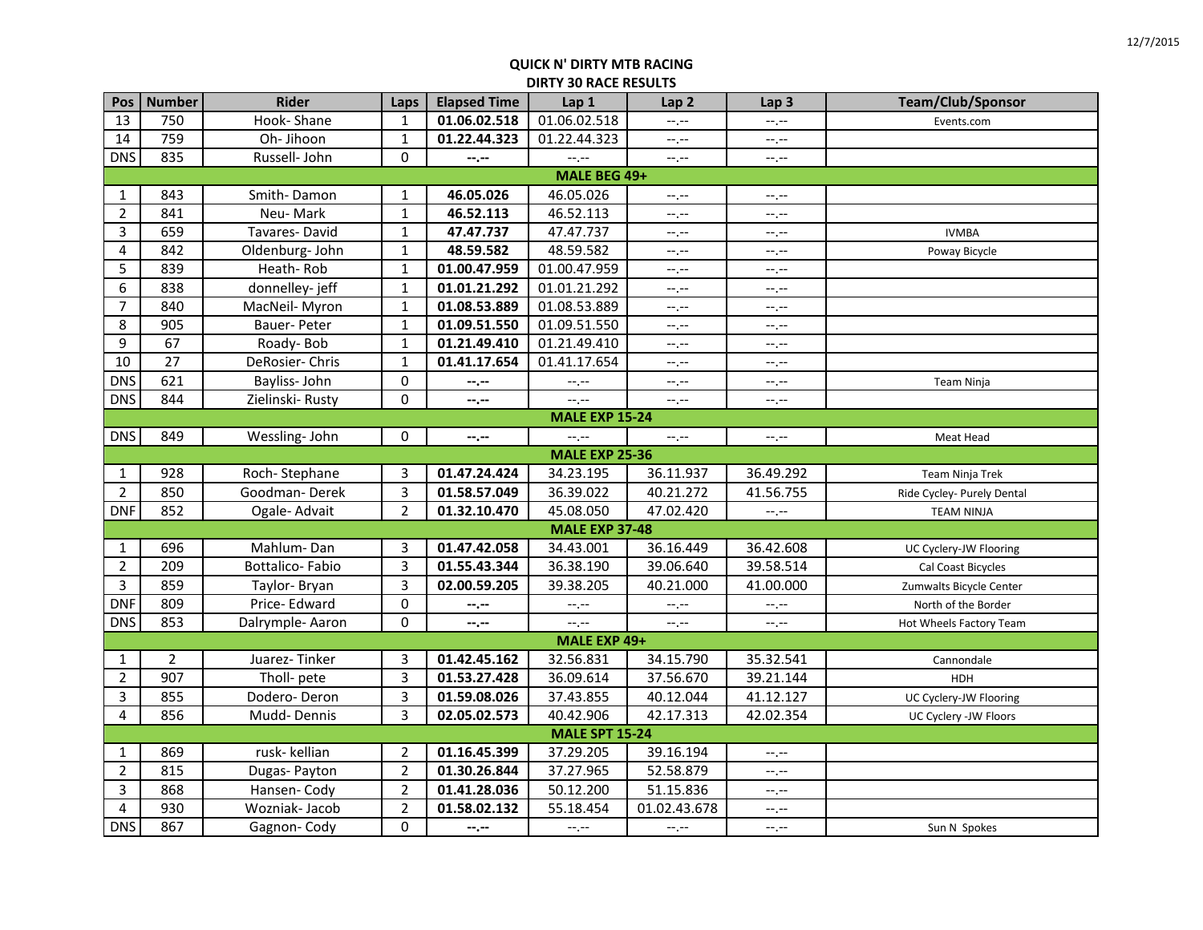12/7/2015

**QUICK N' DIRTY MTB RACING**

**DIRTY 30 RACE RESULTS**

| Pos | Number | Rider | Laps | Elapsed Time | Lap 1 | Lap 2 | Lap 3 | Team/Club/Sponsor |
|---|---|---|---|---|---|---|---|---|
| 13 | 750 | Hook- Shane | 1 | **01.06.02.518** | 01.06.02.518 | --.-- | --.-- | Events.com |
| 14 | 759 | Oh- Jihoon | 1 | **01.22.44.323** | 01.22.44.323 | --.-- | --.-- | |
| DNS | 835 | Russell- John | 0 | **--.--** | --.-- | --.-- | --.-- | |
| | | | | **MALE BEG 49+** | | | | |
| 1 | 843 | Smith- Damon | 1 | **46.05.026** | 46.05.026 | --.-- | --.-- | |
| 2 | 841 | Neu- Mark | 1 | **46.52.113** | 46.52.113 | --.-- | --.-- | |
| 3 | 659 | Tavares- David | 1 | **47.47.737** | 47.47.737 | --.-- | --.-- | IVMBA |
| 4 | 842 | Oldenburg- John | 1 | **48.59.582** | 48.59.582 | --.-- | --.-- | Poway Bicycle |
| 5 | 839 | Heath- Rob | 1 | **01.00.47.959** | 01.00.47.959 | --.-- | --.-- | |
| 6 | 838 | donnelley- jeff | 1 | **01.01.21.292** | 01.01.21.292 | --.-- | --.-- | |
| 7 | 840 | MacNeil- Myron | 1 | **01.08.53.889** | 01.08.53.889 | --.-- | --.-- | |
| 8 | 905 | Bauer- Peter | 1 | **01.09.51.550** | 01.09.51.550 | --.-- | --.-- | |
| 9 | 67 | Roady- Bob | 1 | **01.21.49.410** | 01.21.49.410 | --.-- | --.-- | |
| 10 | 27 | DeRosier- Chris | 1 | **01.41.17.654** | 01.41.17.654 | --.-- | --.-- | |
| DNS | 621 | Bayliss- John | 0 | **--.--** | --.-- | --.-- | --.-- | Team Ninja |
| DNS | 844 | Zielinski- Rusty | 0 | **--.--** | --.-- | --.-- | --.-- | |
| | | | | **MALE EXP 15-24** | | | | |
| DNS | 849 | Wessling- John | 0 | **--.--** | --.-- | --.-- | --.-- | Meat Head |
| | | | | **MALE EXP 25-36** | | | | |
| 1 | 928 | Roch- Stephane | 3 | **01.47.24.424** | 34.23.195 | 36.11.937 | 36.49.292 | Team Ninja Trek |
| 2 | 850 | Goodman- Derek | 3 | **01.58.57.049** | 36.39.022 | 40.21.272 | 41.56.755 | Ride Cycley- Purely Dental |
| DNF | 852 | Ogale- Advait | 2 | **01.32.10.470** | 45.08.050 | 47.02.420 | --.-- | TEAM NINJA |
| | | | | **MALE EXP 37-48** | | | | |
| 1 | 696 | Mahlum- Dan | 3 | **01.47.42.058** | 34.43.001 | 36.16.449 | 36.42.608 | UC Cyclery-JW Flooring |
| 2 | 209 | Bottalico- Fabio | 3 | **01.55.43.344** | 36.38.190 | 39.06.640 | 39.58.514 | Cal Coast Bicycles |
| 3 | 859 | Taylor- Bryan | 3 | **02.00.59.205** | 39.38.205 | 40.21.000 | 41.00.000 | Zumwalts Bicycle Center |
| DNF | 809 | Price- Edward | 0 | **--.--** | --.-- | --.-- | --.-- | North of the Border |
| DNS | 853 | Dalrymple- Aaron | 0 | **--.--** | --.-- | --.-- | --.-- | Hot Wheels Factory Team |
| | | | | **MALE EXP 49+** | | | | |
| 1 | 2 | Juarez- Tinker | 3 | **01.42.45.162** | 32.56.831 | 34.15.790 | 35.32.541 | Cannondale |
| 2 | 907 | Tholl- pete | 3 | **01.53.27.428** | 36.09.614 | 37.56.670 | 39.21.144 | HDH |
| 3 | 855 | Dodero- Deron | 3 | **01.59.08.026** | 37.43.855 | 40.12.044 | 41.12.127 | UC Cyclery-JW Flooring |
| 4 | 856 | Mudd- Dennis | 3 | **02.05.02.573** | 40.42.906 | 42.17.313 | 42.02.354 | UC Cyclery -JW Floors |
| | | | | **MALE SPT 15-24** | | | | |
| 1 | 869 | rusk- kellian | 2 | **01.16.45.399** | 37.29.205 | 39.16.194 | --.-- | |
| 2 | 815 | Dugas- Payton | 2 | **01.30.26.844** | 37.27.965 | 52.58.879 | --.-- | |
| 3 | 868 | Hansen- Cody | 2 | **01.41.28.036** | 50.12.200 | 51.15.836 | --.-- | |
| 4 | 930 | Wozniak- Jacob | 2 | **01.58.02.132** | 55.18.454 | 01.02.43.678 | --.-- | |
| DNS | 867 | Gagnon- Cody | 0 | **--.--** | --.-- | --.-- | --.-- | Sun N Spokes |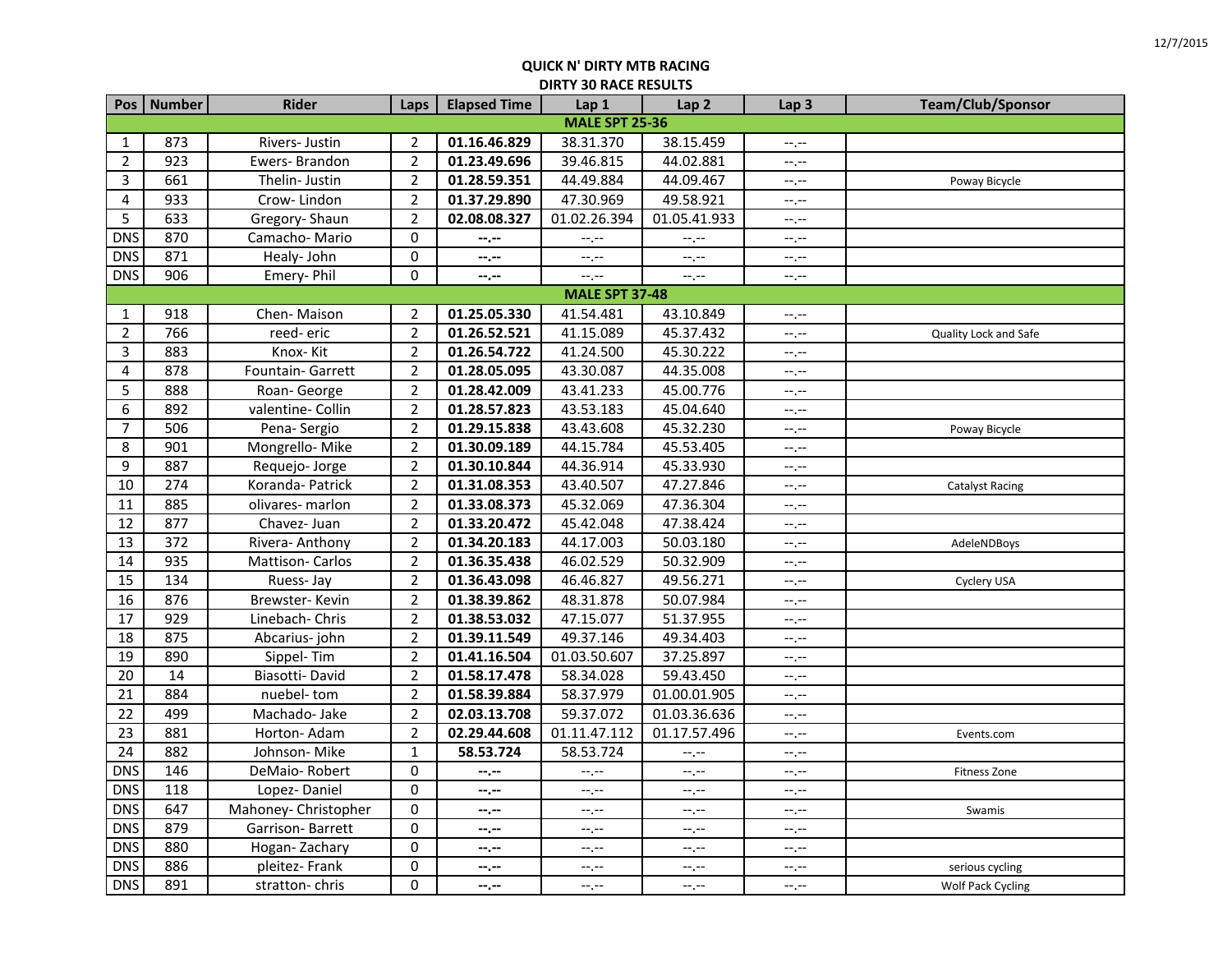## QUICK N' DIRTY MTB RACING

### DIRTY 30 RACE RESULTS

| Pos | Number | Rider | Laps | Elapsed Time | Lap 1 | Lap 2 | Lap 3 | Team/Club/Sponsor |
|---|---|---|---|---|---|---|---|---|
| **MALE SPT 25-36** | | | | | | | | |
| 1 | 873 | Rivers- Justin | 2 | **01.16.46.829** | 38.31.370 | 38.15.459 | --.-- | |
| 2 | 923 | Ewers- Brandon | 2 | **01.23.49.696** | 39.46.815 | 44.02.881 | --.-- | |
| 3 | 661 | Thelin- Justin | 2 | **01.28.59.351** | 44.49.884 | 44.09.467 | --.-- | Poway Bicycle |
| 4 | 933 | Crow- Lindon | 2 | **01.37.29.890** | 47.30.969 | 49.58.921 | --.-- | |
| 5 | 633 | Gregory- Shaun | 2 | **02.08.08.327** | 01.02.26.394 | 01.05.41.933 | --.-- | |
| DNS | 870 | Camacho- Mario | 0 | **--.--** | --.-- | --.-- | --.-- | |
| DNS | 871 | Healy- John | 0 | **--.--** | --.-- | --.-- | --.-- | |
| DNS | 906 | Emery- Phil | 0 | **--.--** | --.-- | --.-- | --.-- | |
| **MALE SPT 37-48** | | | | | | | | |
| 1 | 918 | Chen- Maison | 2 | **01.25.05.330** | 41.54.481 | 43.10.849 | --.-- | |
| 2 | 766 | reed- eric | 2 | **01.26.52.521** | 41.15.089 | 45.37.432 | --.-- | Quality Lock and Safe |
| 3 | 883 | Knox- Kit | 2 | **01.26.54.722** | 41.24.500 | 45.30.222 | --.-- | |
| 4 | 878 | Fountain- Garrett | 2 | **01.28.05.095** | 43.30.087 | 44.35.008 | --.-- | |
| 5 | 888 | Roan- George | 2 | **01.28.42.009** | 43.41.233 | 45.00.776 | --.-- | |
| 6 | 892 | valentine- Collin | 2 | **01.28.57.823** | 43.53.183 | 45.04.640 | --.-- | |
| 7 | 506 | Pena- Sergio | 2 | **01.29.15.838** | 43.43.608 | 45.32.230 | --.-- | Poway Bicycle |
| 8 | 901 | Mongrello- Mike | 2 | **01.30.09.189** | 44.15.784 | 45.53.405 | --.-- | |
| 9 | 887 | Requejo- Jorge | 2 | **01.30.10.844** | 44.36.914 | 45.33.930 | --.-- | |
| 10 | 274 | Koranda- Patrick | 2 | **01.31.08.353** | 43.40.507 | 47.27.846 | --.-- | Catalyst Racing |
| 11 | 885 | olivares- marlon | 2 | **01.33.08.373** | 45.32.069 | 47.36.304 | --.-- | |
| 12 | 877 | Chavez- Juan | 2 | **01.33.20.472** | 45.42.048 | 47.38.424 | --.-- | |
| 13 | 372 | Rivera- Anthony | 2 | **01.34.20.183** | 44.17.003 | 50.03.180 | --.-- | AdeleNDBoys |
| 14 | 935 | Mattison- Carlos | 2 | **01.36.35.438** | 46.02.529 | 50.32.909 | --.-- | |
| 15 | 134 | Ruess- Jay | 2 | **01.36.43.098** | 46.46.827 | 49.56.271 | --.-- | Cyclery USA |
| 16 | 876 | Brewster- Kevin | 2 | **01.38.39.862** | 48.31.878 | 50.07.984 | --.-- | |
| 17 | 929 | Linebach- Chris | 2 | **01.38.53.032** | 47.15.077 | 51.37.955 | --.-- | |
| 18 | 875 | Abcarius- john | 2 | **01.39.11.549** | 49.37.146 | 49.34.403 | --.-- | |
| 19 | 890 | Sippel- Tim | 2 | **01.41.16.504** | 01.03.50.607 | 37.25.897 | --.-- | |
| 20 | 14 | Biasotti- David | 2 | **01.58.17.478** | 58.34.028 | 59.43.450 | --.-- | |
| 21 | 884 | nuebel- tom | 2 | **01.58.39.884** | 58.37.979 | 01.00.01.905 | --.-- | |
| 22 | 499 | Machado- Jake | 2 | **02.03.13.708** | 59.37.072 | 01.03.36.636 | --.-- | |
| 23 | 881 | Horton- Adam | 2 | **02.29.44.608** | 01.11.47.112 | 01.17.57.496 | --.-- | Events.com |
| 24 | 882 | Johnson- Mike | 1 | **58.53.724** | 58.53.724 | --.-- | --.-- | |
| DNS | 146 | DeMaio- Robert | 0 | **--.--** | --.-- | --.-- | --.-- | Fitness Zone |
| DNS | 118 | Lopez- Daniel | 0 | **--.--** | --.-- | --.-- | --.-- | |
| DNS | 647 | Mahoney- Christopher | 0 | **--.--** | --.-- | --.-- | --.-- | Swamis |
| DNS | 879 | Garrison- Barrett | 0 | **--.--** | --.-- | --.-- | --.-- | |
| DNS | 880 | Hogan- Zachary | 0 | **--.--** | --.-- | --.-- | --.-- | |
| DNS | 886 | pleitez- Frank | 0 | **--.--** | --.-- | --.-- | --.-- | serious cycling |
| DNS | 891 | stratton- chris | 0 | **--.--** | --.-- | --.-- | --.-- | Wolf Pack Cycling |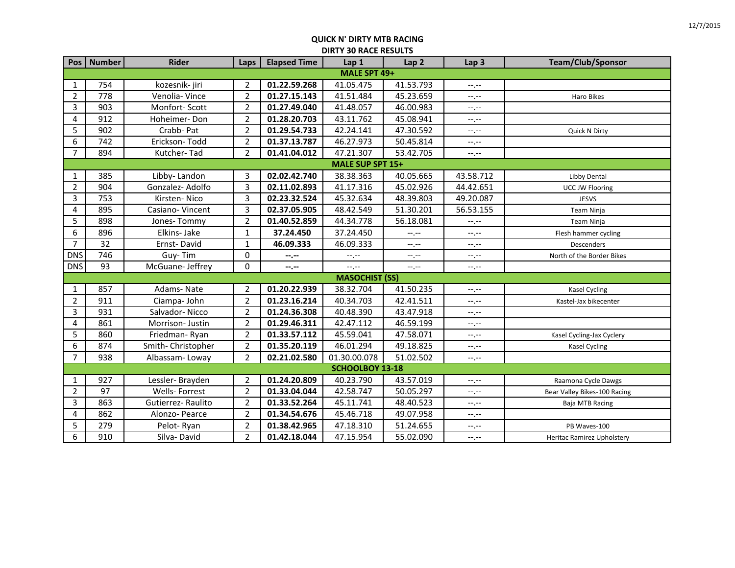## QUICK N' DIRTY MTB RACING

### DIRTY 30 RACE RESULTS

| Pos | Number | Rider | Laps | Elapsed Time | Lap 1 | Lap 2 | Lap 3 | Team/Club/Sponsor |
|---|---|---|---|---|---|---|---|---|
| **MALE SPT 49+** | | | | | | | | |
| 1 | 754 | kozesnik- jiri | 2 | **01.22.59.268** | 41.05.475 | 41.53.793 | --.-- | |
| 2 | 778 | Venolia- Vince | 2 | **01.27.15.143** | 41.51.484 | 45.23.659 | --.-- | Haro Bikes |
| 3 | 903 | Monfort- Scott | 2 | **01.27.49.040** | 41.48.057 | 46.00.983 | --.-- | |
| 4 | 912 | Hoheimer- Don | 2 | **01.28.20.703** | 43.11.762 | 45.08.941 | --.-- | |
| 5 | 902 | Crabb- Pat | 2 | **01.29.54.733** | 42.24.141 | 47.30.592 | --.-- | Quick N Dirty |
| 6 | 742 | Erickson- Todd | 2 | **01.37.13.787** | 46.27.973 | 50.45.814 | --.-- | |
| 7 | 894 | Kutcher- Tad | 2 | **01.41.04.012** | 47.21.307 | 53.42.705 | --.-- | |
| **MALE SUP SPT 15+** | | | | | | | | |
| 1 | 385 | Libby- Landon | 3 | **02.02.42.740** | 38.38.363 | 40.05.665 | 43.58.712 | Libby Dental |
| 2 | 904 | Gonzalez- Adolfo | 3 | **02.11.02.893** | 41.17.316 | 45.02.926 | 44.42.651 | UCC JW Flooring |
| 3 | 753 | Kirsten- Nico | 3 | **02.23.32.524** | 45.32.634 | 48.39.803 | 49.20.087 | JESVS |
| 4 | 895 | Casiano- Vincent | 3 | **02.37.05.905** | 48.42.549 | 51.30.201 | 56.53.155 | Team Ninja |
| 5 | 898 | Jones- Tommy | 2 | **01.40.52.859** | 44.34.778 | 56.18.081 | --.-- | Team Ninja |
| 6 | 896 | Elkins- Jake | 1 | **37.24.450** | 37.24.450 | --.-- | --.-- | Flesh hammer cycling |
| 7 | 32 | Ernst- David | 1 | **46.09.333** | 46.09.333 | --.-- | --.-- | Descenders |
| DNS | 746 | Guy- Tim | 0 | **--.--** | --.-- | --.-- | --.-- | North of the Border Bikes |
| DNS | 93 | McGuane- Jeffrey | 0 | **--.--** | --.-- | --.-- | --.-- | |
| **MASOCHIST (SS)** | | | | | | | | |
| 1 | 857 | Adams- Nate | 2 | **01.20.22.939** | 38.32.704 | 41.50.235 | --.-- | Kasel Cycling |
| 2 | 911 | Ciampa- John | 2 | **01.23.16.214** | 40.34.703 | 42.41.511 | --.-- | Kastel-Jax bikecenter |
| 3 | 931 | Salvador- Nicco | 2 | **01.24.36.308** | 40.48.390 | 43.47.918 | --.-- | |
| 4 | 861 | Morrison- Justin | 2 | **01.29.46.311** | 42.47.112 | 46.59.199 | --.-- | |
| 5 | 860 | Friedman- Ryan | 2 | **01.33.57.112** | 45.59.041 | 47.58.071 | --.-- | Kasel Cycling-Jax Cyclery |
| 6 | 874 | Smith- Christopher | 2 | **01.35.20.119** | 46.01.294 | 49.18.825 | --.-- | Kasel Cycling |
| 7 | 938 | Albassam- Loway | 2 | **02.21.02.580** | 01.30.00.078 | 51.02.502 | --.-- | |
| **SCHOOLBOY 13-18** | | | | | | | | |
| 1 | 927 | Lessler- Brayden | 2 | **01.24.20.809** | 40.23.790 | 43.57.019 | --.-- | Raamona Cycle Dawgs |
| 2 | 97 | Wells- Forrest | 2 | **01.33.04.044** | 42.58.747 | 50.05.297 | --.-- | Bear Valley Bikes-100 Racing |
| 3 | 863 | Gutierrez- Raulito | 2 | **01.33.52.264** | 45.11.741 | 48.40.523 | --.-- | Baja MTB Racing |
| 4 | 862 | Alonzo- Pearce | 2 | **01.34.54.676** | 45.46.718 | 49.07.958 | --.-- | |
| 5 | 279 | Pelot- Ryan | 2 | **01.38.42.965** | 47.18.310 | 51.24.655 | --.-- | PB Waves-100 |
| 6 | 910 | Silva- David | 2 | **01.42.18.044** | 47.15.954 | 55.02.090 | --.-- | Heritac Ramirez Upholstery |